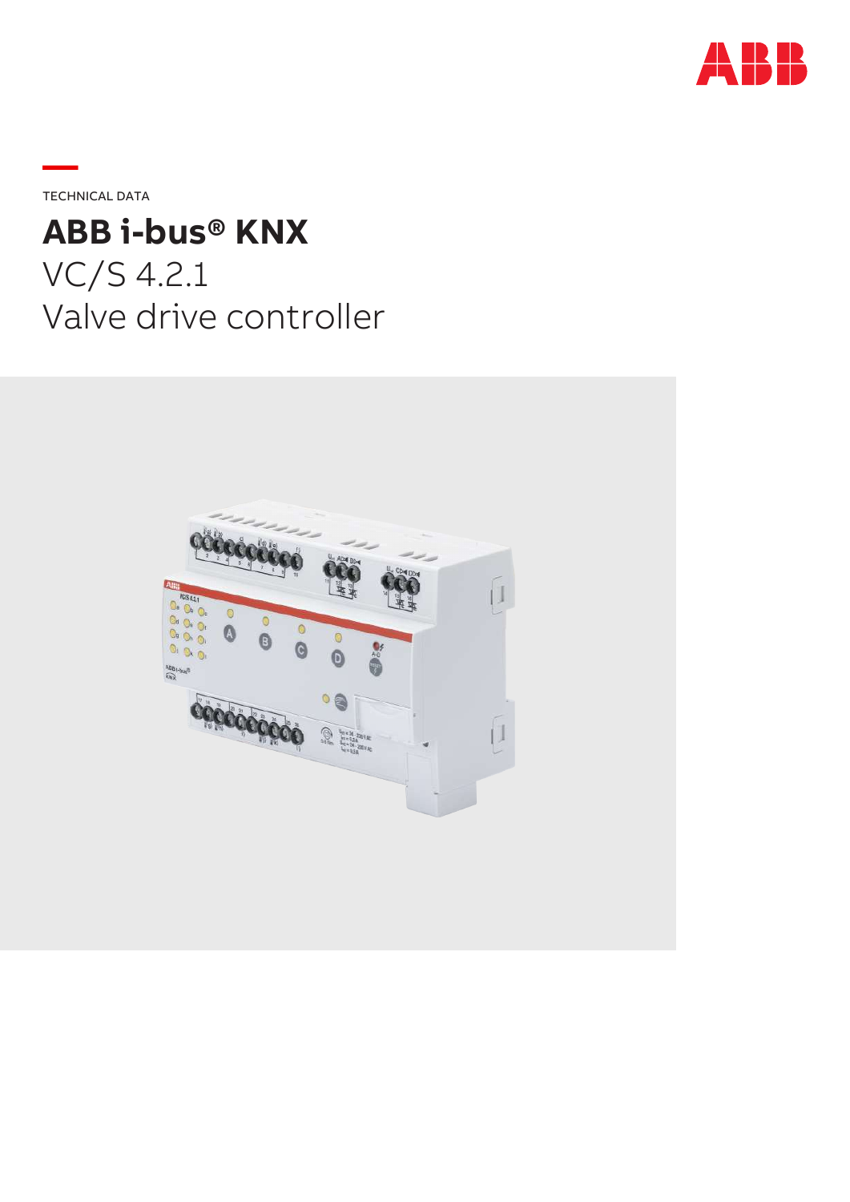TECHNICAL DATA

# ABB i-bus® KNX

VC/S 4.2.1

Valve drive controller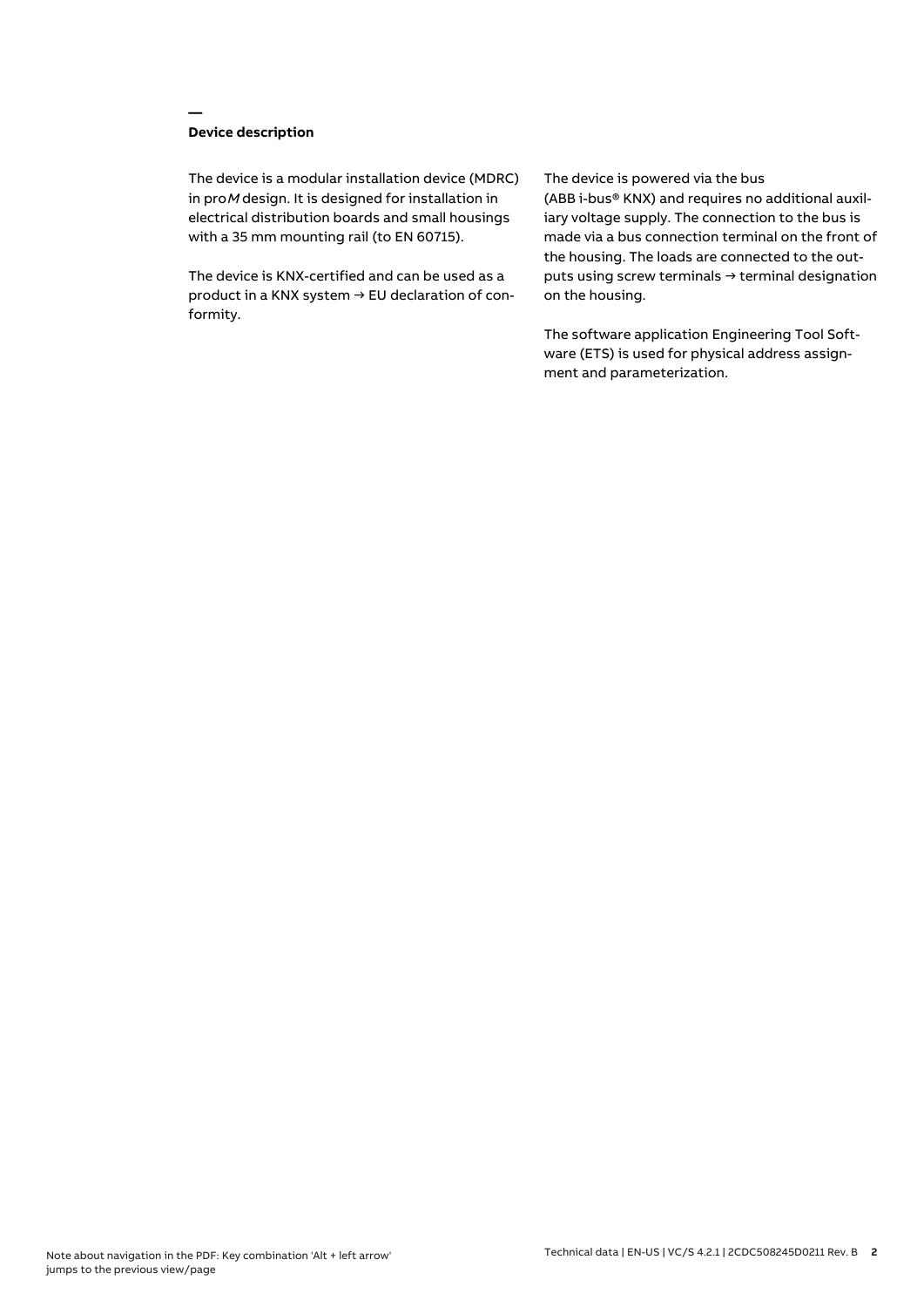## Device description

The device is a modular installation device (MDRC) in pro*M* design. It is designed for installation in electrical distribution boards and small housings with a 35 mm mounting rail (to EN 60715).

The device is KNX-certified and can be used as a product in a KNX system → EU declaration of conformity.

The device is powered via the bus (ABB i-bus® KNX) and requires no additional auxiliary voltage supply. The connection to the bus is made via a bus connection terminal on the front of the housing. The loads are connected to the outputs using screw terminals → terminal designation on the housing.

The software application Engineering Tool Software (ETS) is used for physical address assignment and parameterization.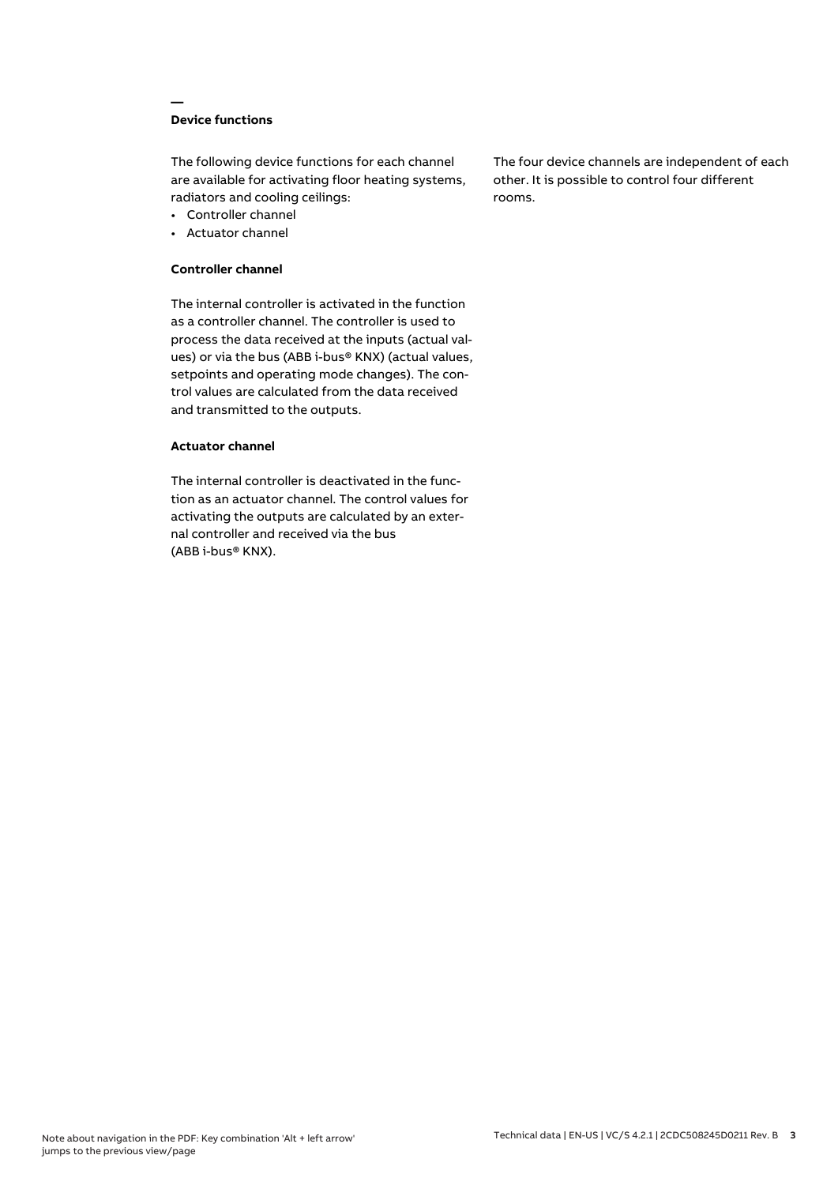## Device functions

The following device functions for each channel are available for activating floor heating systems, radiators and cooling ceilings:

- Controller channel
- Actuator channel

### Controller channel

The internal controller is activated in the function as a controller channel. The controller is used to process the data received at the inputs (actual values) or via the bus (ABB i-bus® KNX) (actual values, setpoints and operating mode changes). The control values are calculated from the data received and transmitted to the outputs.

### Actuator channel

The internal controller is deactivated in the function as an actuator channel. The control values for activating the outputs are calculated by an external controller and received via the bus (ABB i-bus® KNX).

The four device channels are independent of each other. It is possible to control four different rooms.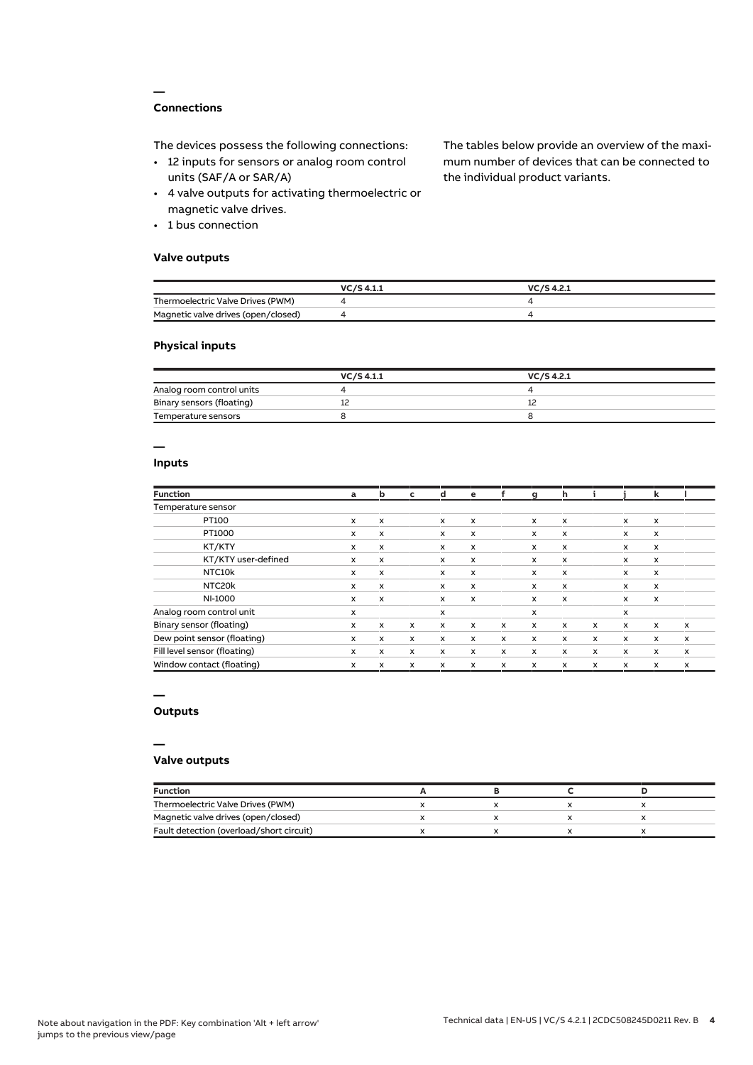## Connections

The devices possess the following connections:

- 12 inputs for sensors or analog room control units (SAF/A or SAR/A)
- 4 valve outputs for activating thermoelectric or magnetic valve drives.
- 1 bus connection

The tables below provide an overview of the maximum number of devices that can be connected to the individual product variants.

### Valve outputs

| | VC/S 4.1.1 | VC/S 4.2.1 |
|---|---|---|
| Thermoelectric Valve Drives (PWM) | 4 | 4 |
| Magnetic valve drives (open/closed) | 4 | 4 |

### Physical inputs

| | VC/S 4.1.1 | VC/S 4.2.1 |
|---|---|---|
| Analog room control units | 4 | 4 |
| Binary sensors (floating) | 12 | 12 |
| Temperature sensors | 8 | 8 |

## Inputs

| Function | a | b | c | d | e | f | g | h | i | j | k | l |
|---|---|---|---|---|---|---|---|---|---|---|---|---|
| Temperature sensor | | | | | | | | | | | | |
| PT100 | x | x | | x | x | | x | x | | x | x | |
| PT1000 | x | x | | x | x | | x | x | | x | x | |
| KT/KTY | x | x | | x | x | | x | x | | x | x | |
| KT/KTY user-defined | x | x | | x | x | | x | x | | x | x | |
| NTC10k | x | x | | x | x | | x | x | | x | x | |
| NTC20k | x | x | | x | x | | x | x | | x | x | |
| NI-1000 | x | x | | x | x | | x | x | | x | x | |
| Analog room control unit | x | | | x | | | x | | | x | | |
| Binary sensor (floating) | x | x | x | x | x | x | x | x | x | x | x | x |
| Dew point sensor (floating) | x | x | x | x | x | x | x | x | x | x | x | x |
| Fill level sensor (floating) | x | x | x | x | x | x | x | x | x | x | x | x |
| Window contact (floating) | x | x | x | x | x | x | x | x | x | x | x | x |

## Outputs

## Valve outputs

| Function | A | B | C | D |
|---|---|---|---|---|
| Thermoelectric Valve Drives (PWM) | x | x | x | x |
| Magnetic valve drives (open/closed) | x | x | x | x |
| Fault detection (overload/short circuit) | x | x | x | x |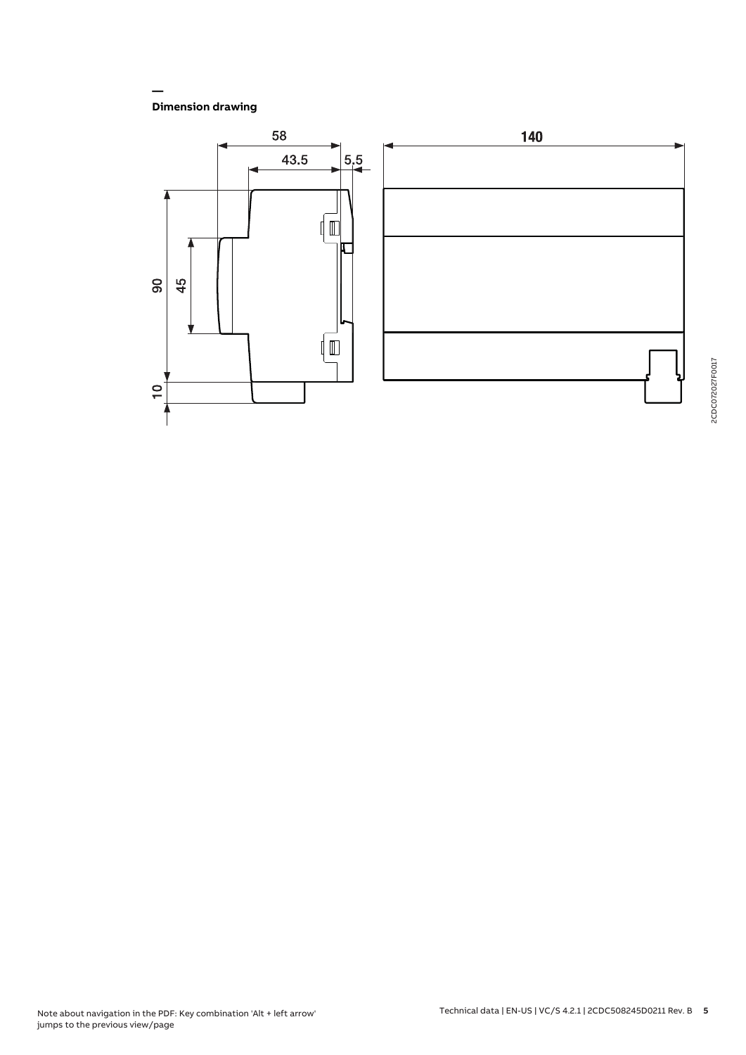## Dimension drawing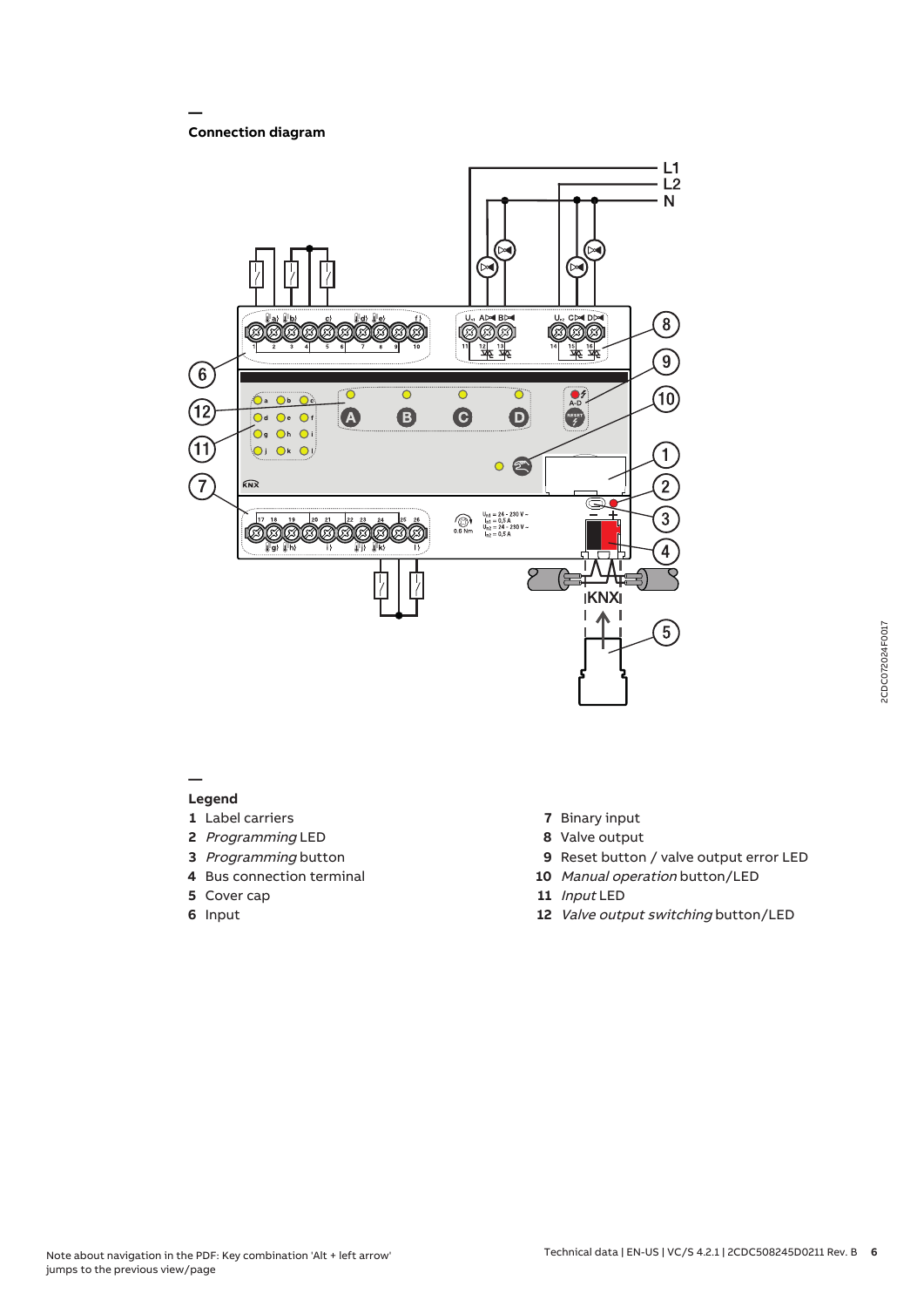## Connection diagram

## Legend

1 Label carriers

2 *Programming* LED

3 *Programming* button

4 Bus connection terminal

5 Cover cap

6 Input

7 Binary input

8 Valve output

9 Reset button / valve output error LED

10 *Manual operation* button/LED

11 *Input* LED

12 *Valve output switching* button/LED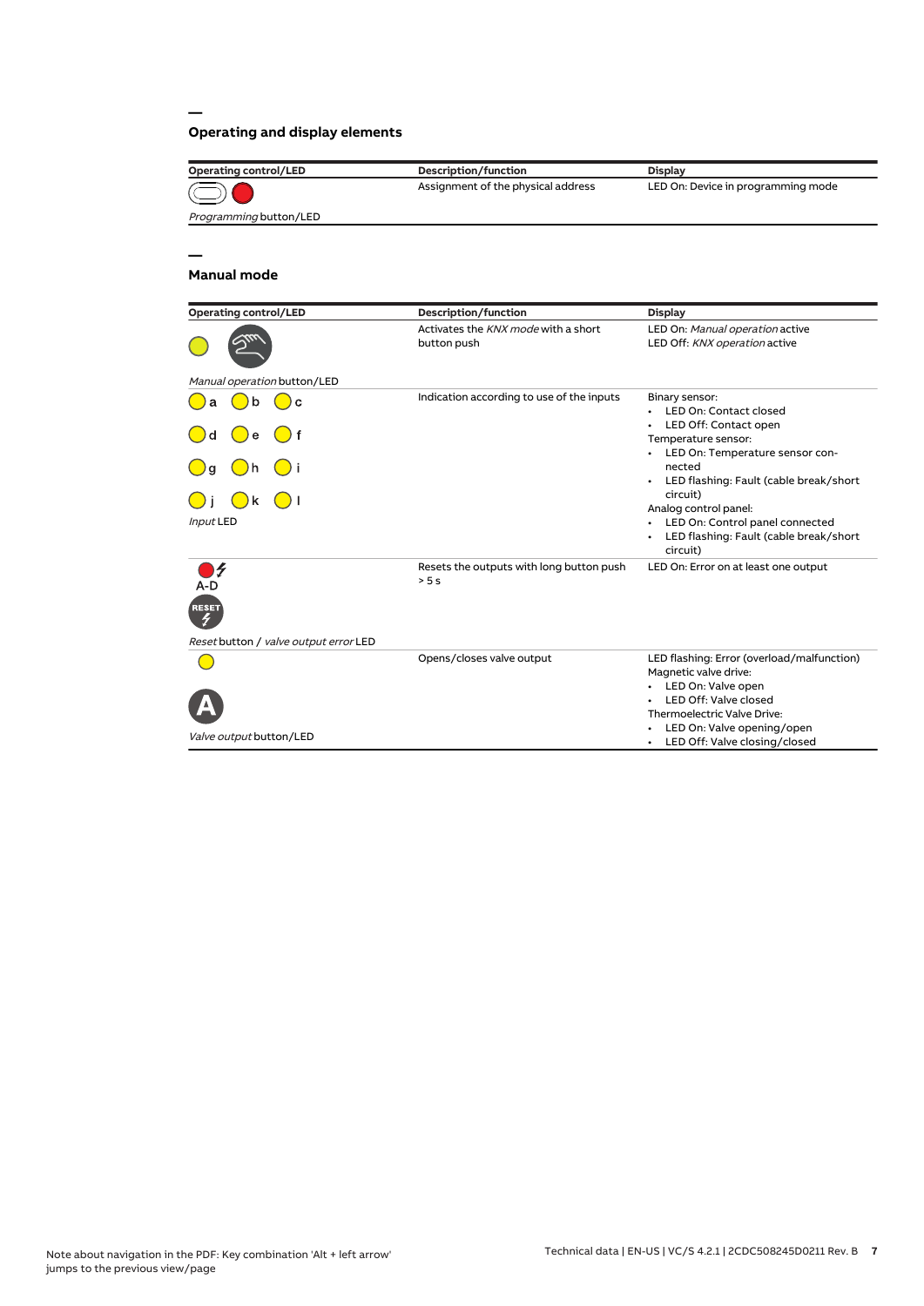## Operating and display elements

| Operating control/LED | Description/function | Display |
|---|---|---|
| *Programming* button/LED | Assignment of the physical address | LED On: Device in programming mode |

## Manual mode

| Operating control/LED | Description/function | Display |
|---|---|---|
| *Manual operation* button/LED | Activates the *KNX mode* with a short button push | LED On: *Manual operation* active<br>LED Off: *KNX operation* active |
| a b c<br>d e f<br>g h i<br>j k l<br>*Input* LED | Indication according to use of the inputs | Binary sensor:<br>• LED On: Contact closed<br>• LED Off: Contact open<br>Temperature sensor:<br>• LED On: Temperature sensor connected<br>• LED flashing: Fault (cable break/short circuit)<br>Analog control panel:<br>• LED On: Control panel connected<br>• LED flashing: Fault (cable break/short circuit) |
| A-D<br>RESET<br>*Reset* button / *valve output error* LED | Resets the outputs with long button push > 5 s | LED On: Error on at least one output |
| A<br>*Valve output* button/LED | Opens/closes valve output | LED flashing: Error (overload/malfunction)<br>Magnetic valve drive:<br>• LED On: Valve open<br>• LED Off: Valve closed<br>Thermoelectric Valve Drive:<br>• LED On: Valve opening/open<br>• LED Off: Valve closing/closed |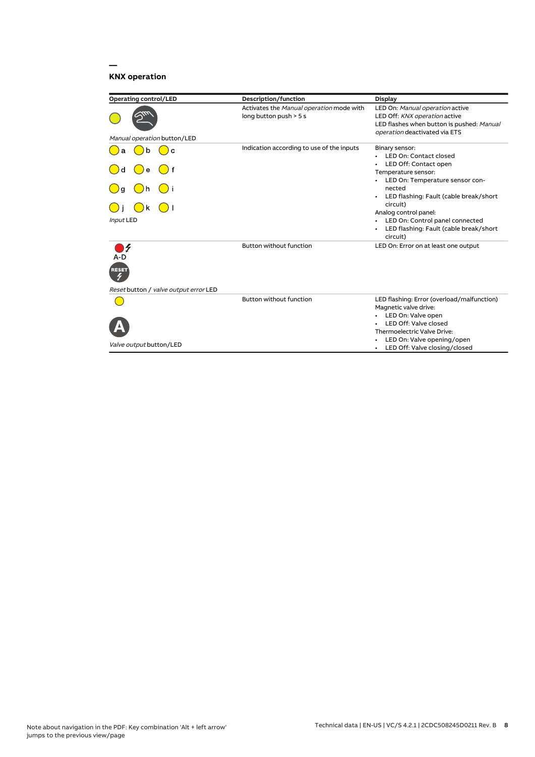## KNX operation

| Operating control/LED | Description/function | Display |
|---|---|---|
| *Manual operation* button/LED | Activates the *Manual operation* mode with long button push > 5 s | LED On: *Manual operation* active<br>LED Off: *KNX operation* active<br>LED flashes when button is pushed: *Manual operation* deactivated via ETS |
| a b c<br>d e f<br>g h i<br>j k l<br>*Input* LED | Indication according to use of the inputs | Binary sensor:<br>• LED On: Contact closed<br>• LED Off: Contact open<br>Temperature sensor:<br>• LED On: Temperature sensor connected<br>• LED flashing: Fault (cable break/short circuit)<br>Analog control panel:<br>• LED On: Control panel connected<br>• LED flashing: Fault (cable break/short circuit) |
| A-D<br>RESET<br>*Reset* button / *valve output error* LED | Button without function | LED On: Error on at least one output |
| A<br>*Valve output* button/LED | Button without function | LED flashing: Error (overload/malfunction)<br>Magnetic valve drive:<br>• LED On: Valve open<br>• LED Off: Valve closed<br>Thermoelectric Valve Drive:<br>• LED On: Valve opening/open<br>• LED Off: Valve closing/closed |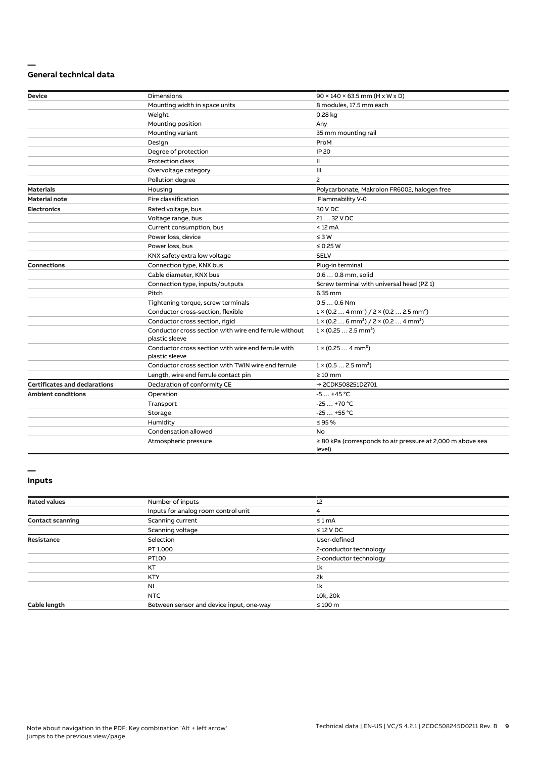## General technical data

| | | |
|---|---|---|
| **Device** | Dimensions | 90 × 140 × 63.5 mm (H x W x D) |
| | Mounting width in space units | 8 modules, 17.5 mm each |
| | Weight | 0.28 kg |
| | Mounting position | Any |
| | Mounting variant | 35 mm mounting rail |
| | Design | ProM |
| | Degree of protection | IP 20 |
| | Protection class | II |
| | Overvoltage category | III |
| | Pollution degree | 2 |
| **Materials** | Housing | Polycarbonate, Makrolon FR6002, halogen free |
| **Material note** | Fire classification | Flammability V-0 |
| **Electronics** | Rated voltage, bus | 30 V DC |
| | Voltage range, bus | 21 … 32 V DC |
| | Current consumption, bus | < 12 mA |
| | Power loss, device | ≤ 3 W |
| | Power loss, bus | ≤ 0.25 W |
| | KNX safety extra low voltage | SELV |
| **Connections** | Connection type, KNX bus | Plug-in terminal |
| | Cable diameter, KNX bus | 0.6 … 0.8 mm, solid |
| | Connection type, inputs/outputs | Screw terminal with universal head (PZ 1) |
| | Pitch | 6.35 mm |
| | Tightening torque, screw terminals | 0.5 … 0.6 Nm |
| | Conductor cross-section, flexible | 1 × (0.2 … 4 mm²) / 2 × (0.2 … 2.5 mm²) |
| | Conductor cross section, rigid | 1 × (0.2 … 6 mm²) / 2 × (0.2 … 4 mm²) |
| | Conductor cross section with wire end ferrule without plastic sleeve | 1 × (0.25 … 2.5 mm²) |
| | Conductor cross section with wire end ferrule with plastic sleeve | 1 × (0.25 … 4 mm²) |
| | Conductor cross section with TWIN wire end ferrule | 1 × (0.5 … 2.5 mm²) |
| | Length, wire end ferrule contact pin | ≥ 10 mm |
| **Certificates and declarations** | Declaration of conformity CE | → 2CDK508251D2701 |
| **Ambient conditions** | Operation | -5 … +45 °C |
| | Transport | -25 … +70 °C |
| | Storage | -25 … +55 °C |
| | Humidity | ≤ 95 % |
| | Condensation allowed | No |
| | Atmospheric pressure | ≥ 80 kPa (corresponds to air pressure at 2,000 m above sea level) |

## Inputs

| | | |
|---|---|---|
| **Rated values** | Number of inputs | 12 |
| | Inputs for analog room control unit | 4 |
| **Contact scanning** | Scanning current | ≤ 1 mA |
| | Scanning voltage | ≤ 12 V DC |
| **Resistance** | Selection | User-defined |
| | PT 1.000 | 2-conductor technology |
| | PT100 | 2-conductor technology |
| | KT | 1k |
| | KTY | 2k |
| | NI | 1k |
| | NTC | 10k, 20k |
| **Cable length** | Between sensor and device input, one-way | ≤ 100 m |

Note about navigation in the PDF: Key combination 'Alt + left arrow' jumps to the previous view/page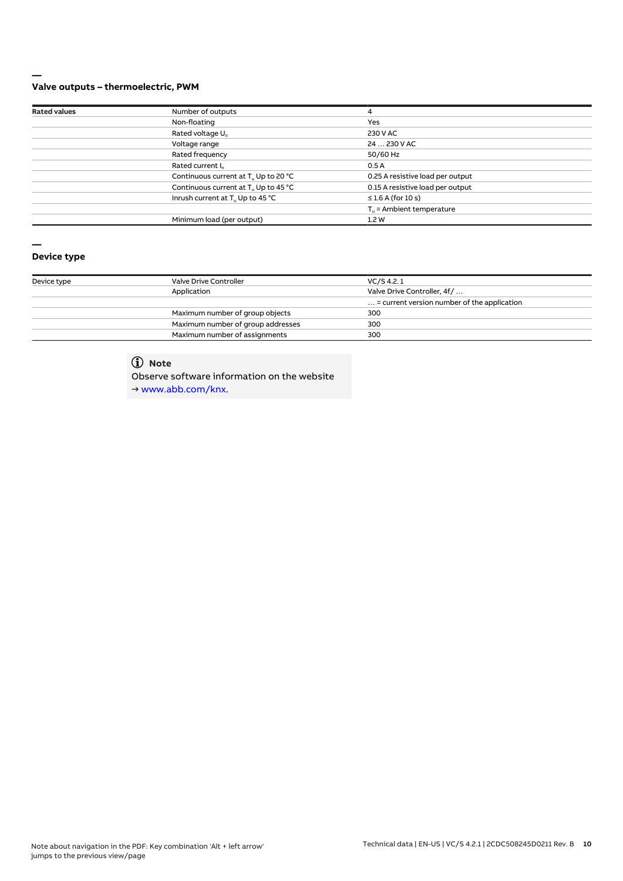## Valve outputs – thermoelectric, PWM

| **Rated values** | Number of outputs | 4 |
|---|---|---|
| | Non-floating | Yes |
| | Rated voltage $U_n$ | 230 V AC |
| | Voltage range | 24 … 230 V AC |
| | Rated frequency | 50/60 Hz |
| | Rated current $I_n$ | 0.5 A |
| | Continuous current at $T_u$ Up to 20 °C | 0.25 A resistive load per output |
| | Continuous current at $T_u$ Up to 45 °C | 0.15 A resistive load per output |
| | Inrush current at $T_u$ Up to 45 °C | ≤ 1.6 A (for 10 s) |
| | | $T_u$ = Ambient temperature |
| | Minimum load (per output) | 1.2 W |

## Device type

| Device type | Valve Drive Controller | VC/S 4.2.1 |
|---|---|---|
| | Application | Valve Drive Controller, 4f/ … |
| | | … = current version number of the application |
| | Maximum number of group objects | 300 |
| | Maximum number of group addresses | 300 |
| | Maximum number of assignments | 300 |

> **Note**
> Observe software information on the website
> → www.abb.com/knx.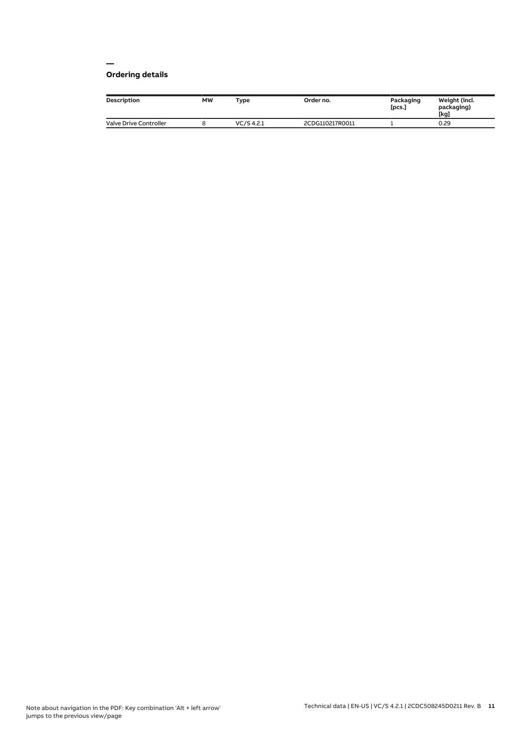## Ordering details

| Description | MW | Type | Order no. | Packaging [pcs.] | Weight (incl. packaging) [kg] |
| --- | --- | --- | --- | --- | --- |
| Valve Drive Controller | 8 | VC/S 4.2.1 | 2CDG110217R0011 | 1 | 0.29 |

Note about navigation in the PDF: Key combination 'Alt + left arrow' jumps to the previous view/page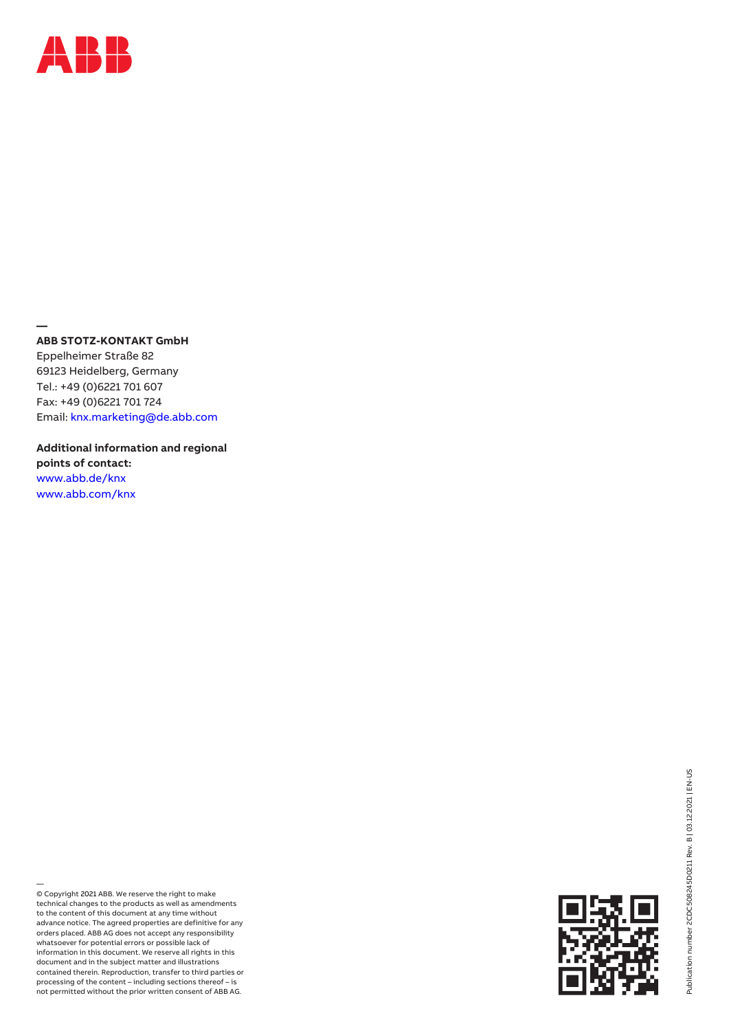—

**ABB STOTZ-KONTAKT GmbH**
Eppelheimer Straße 82
69123 Heidelberg, Germany
Tel.: +49 (0)6221 701 607
Fax: +49 (0)6221 701 724
Email: knx.marketing@de.abb.com

**Additional information and regional points of contact:**
www.abb.de/knx
www.abb.com/knx

—
© Copyright 2021 ABB. We reserve the right to make technical changes to the products as well as amendments to the content of this document at any time without advance notice. The agreed properties are definitive for any orders placed. ABB AG does not accept any responsibility whatsoever for potential errors or possible lack of information in this document. We reserve all rights in this document and in the subject matter and illustrations contained therein. Reproduction, transfer to third parties or processing of the content – including sections thereof – is not permitted without the prior written consent of ABB AG.

Publication number 2CDC508245D0211 Rev. B | 03.12.2021 | EN-US